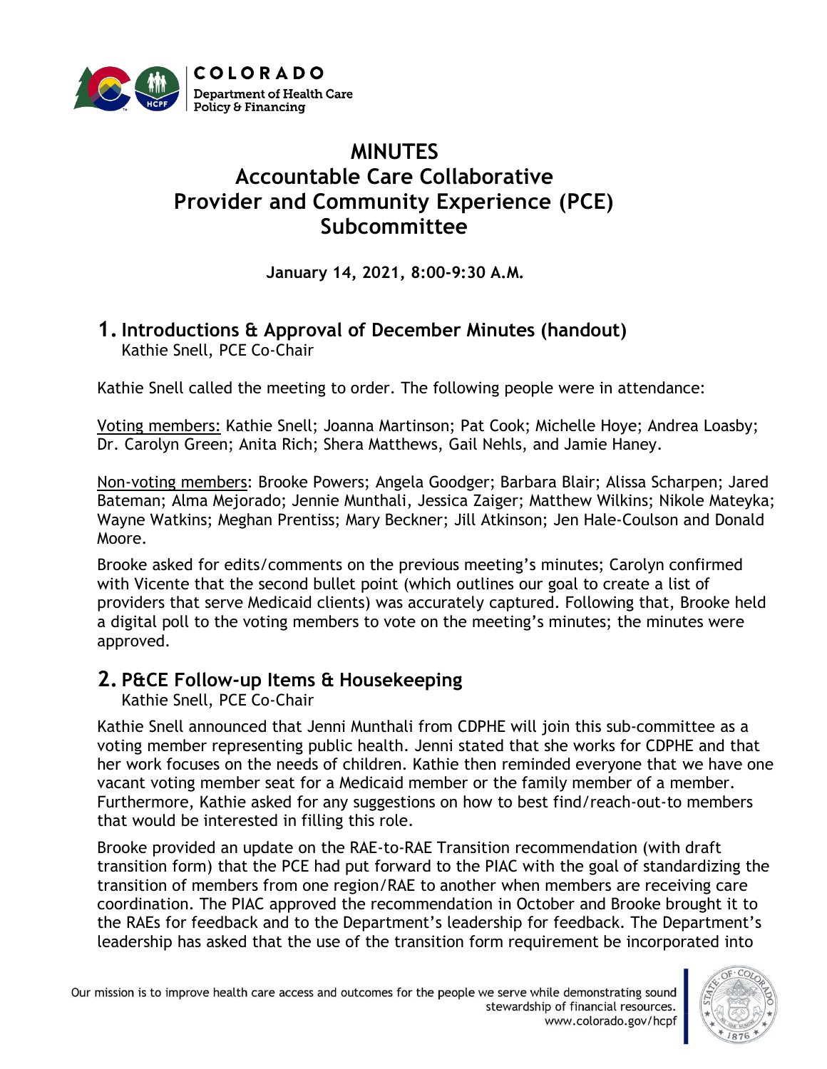COLORADO
Department of Health Care Policy & Financing

# MINUTES
# Accountable Care Collaborative
# Provider and Community Experience (PCE) Subcommittee

**January 14, 2021, 8:00-9:30 A.M.**

## 1. Introductions & Approval of December Minutes (handout)

Kathie Snell, PCE Co-Chair

Kathie Snell called the meeting to order. The following people were in attendance:

Voting members: Kathie Snell; Joanna Martinson; Pat Cook; Michelle Hoye; Andrea Loasby; Dr. Carolyn Green; Anita Rich; Shera Matthews, Gail Nehls, and Jamie Haney.

Non-voting members: Brooke Powers; Angela Goodger; Barbara Blair; Alissa Scharpen; Jared Bateman; Alma Mejorado; Jennie Munthali, Jessica Zaiger; Matthew Wilkins; Nikole Mateyka; Wayne Watkins; Meghan Prentiss; Mary Beckner; Jill Atkinson; Jen Hale-Coulson and Donald Moore.

Brooke asked for edits/comments on the previous meeting's minutes; Carolyn confirmed with Vicente that the second bullet point (which outlines our goal to create a list of providers that serve Medicaid clients) was accurately captured. Following that, Brooke held a digital poll to the voting members to vote on the meeting's minutes; the minutes were approved.

## 2. P&CE Follow-up Items & Housekeeping

Kathie Snell, PCE Co-Chair

Kathie Snell announced that Jenni Munthali from CDPHE will join this sub-committee as a voting member representing public health. Jenni stated that she works for CDPHE and that her work focuses on the needs of children. Kathie then reminded everyone that we have one vacant voting member seat for a Medicaid member or the family member of a member. Furthermore, Kathie asked for any suggestions on how to best find/reach-out-to members that would be interested in filling this role.

Brooke provided an update on the RAE-to-RAE Transition recommendation (with draft transition form) that the PCE had put forward to the PIAC with the goal of standardizing the transition of members from one region/RAE to another when members are receiving care coordination. The PIAC approved the recommendation in October and Brooke brought it to the RAEs for feedback and to the Department's leadership for feedback. The Department's leadership has asked that the use of the transition form requirement be incorporated into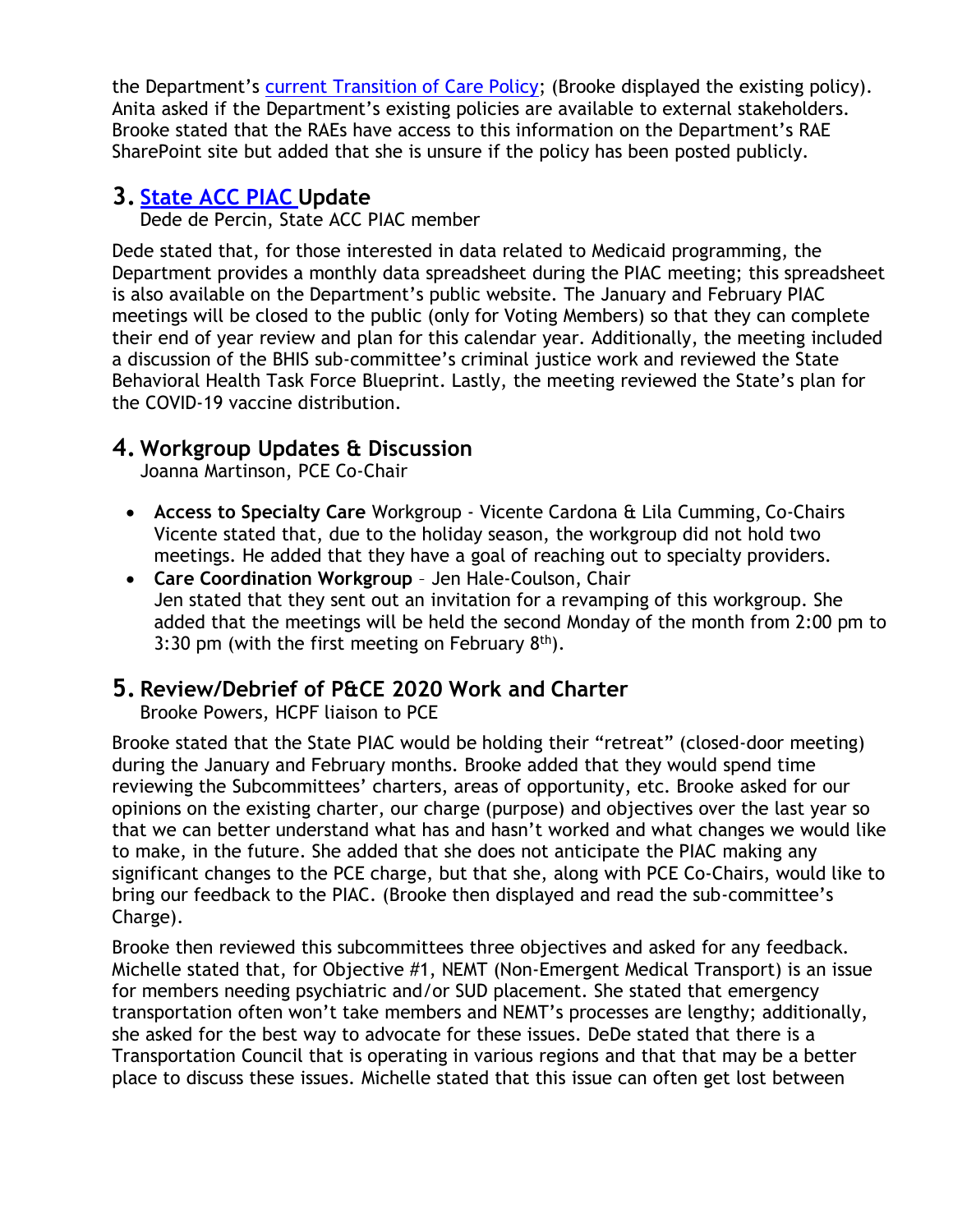the Department's [current Transition of Care Policy](); (Brooke displayed the existing policy). Anita asked if the Department's existing policies are available to external stakeholders. Brooke stated that the RAEs have access to this information on the Department's RAE SharePoint site but added that she is unsure if the policy has been posted publicly.

## 3. [State ACC PIAC]() Update

Dede de Percin, State ACC PIAC member

Dede stated that, for those interested in data related to Medicaid programming, the Department provides a monthly data spreadsheet during the PIAC meeting; this spreadsheet is also available on the Department's public website. The January and February PIAC meetings will be closed to the public (only for Voting Members) so that they can complete their end of year review and plan for this calendar year. Additionally, the meeting included a discussion of the BHIS sub-committee's criminal justice work and reviewed the State Behavioral Health Task Force Blueprint. Lastly, the meeting reviewed the State's plan for the COVID-19 vaccine distribution.

## 4. Workgroup Updates & Discussion

Joanna Martinson, PCE Co-Chair

- **Access to Specialty Care** Workgroup - Vicente Cardona & Lila Cumming, Co-Chairs
  Vicente stated that, due to the holiday season, the workgroup did not hold two meetings. He added that they have a goal of reaching out to specialty providers.
- **Care Coordination Workgroup** – Jen Hale-Coulson, Chair
  Jen stated that they sent out an invitation for a revamping of this workgroup. She added that the meetings will be held the second Monday of the month from 2:00 pm to 3:30 pm (with the first meeting on February 8th).

## 5. Review/Debrief of P&CE 2020 Work and Charter

Brooke Powers, HCPF liaison to PCE

Brooke stated that the State PIAC would be holding their "retreat" (closed-door meeting) during the January and February months. Brooke added that they would spend time reviewing the Subcommittees' charters, areas of opportunity, etc. Brooke asked for our opinions on the existing charter, our charge (purpose) and objectives over the last year so that we can better understand what has and hasn't worked and what changes we would like to make, in the future. She added that she does not anticipate the PIAC making any significant changes to the PCE charge, but that she, along with PCE Co-Chairs, would like to bring our feedback to the PIAC. (Brooke then displayed and read the sub-committee's Charge).

Brooke then reviewed this subcommittees three objectives and asked for any feedback. Michelle stated that, for Objective #1, NEMT (Non-Emergent Medical Transport) is an issue for members needing psychiatric and/or SUD placement. She stated that emergency transportation often won't take members and NEMT's processes are lengthy; additionally, she asked for the best way to advocate for these issues. DeDe stated that there is a Transportation Council that is operating in various regions and that that may be a better place to discuss these issues. Michelle stated that this issue can often get lost between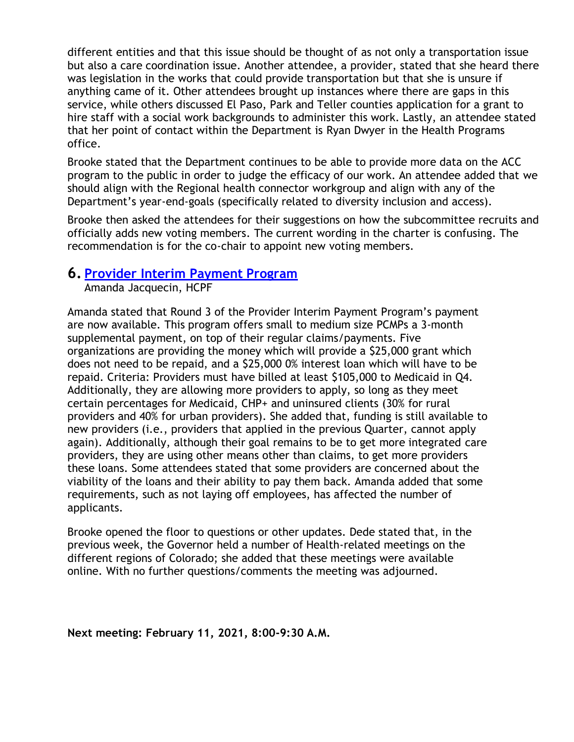different entities and that this issue should be thought of as not only a transportation issue but also a care coordination issue. Another attendee, a provider, stated that she heard there was legislation in the works that could provide transportation but that she is unsure if anything came of it. Other attendees brought up instances where there are gaps in this service, while others discussed El Paso, Park and Teller counties application for a grant to hire staff with a social work backgrounds to administer this work. Lastly, an attendee stated that her point of contact within the Department is Ryan Dwyer in the Health Programs office.

Brooke stated that the Department continues to be able to provide more data on the ACC program to the public in order to judge the efficacy of our work. An attendee added that we should align with the Regional health connector workgroup and align with any of the Department's year-end-goals (specifically related to diversity inclusion and access).

Brooke then asked the attendees for their suggestions on how the subcommittee recruits and officially adds new voting members. The current wording in the charter is confusing. The recommendation is for the co-chair to appoint new voting members.

## 6. Provider Interim Payment Program

Amanda Jacquecin, HCPF

Amanda stated that Round 3 of the Provider Interim Payment Program's payment are now available. This program offers small to medium size PCMPs a 3-month supplemental payment, on top of their regular claims/payments. Five organizations are providing the money which will provide a $25,000 grant which does not need to be repaid, and a $25,000 0% interest loan which will have to be repaid. Criteria: Providers must have billed at least $105,000 to Medicaid in Q4. Additionally, they are allowing more providers to apply, so long as they meet certain percentages for Medicaid, CHP+ and uninsured clients (30% for rural providers and 40% for urban providers). She added that, funding is still available to new providers (i.e., providers that applied in the previous Quarter, cannot apply again). Additionally, although their goal remains to be to get more integrated care providers, they are using other means other than claims, to get more providers these loans. Some attendees stated that some providers are concerned about the viability of the loans and their ability to pay them back. Amanda added that some requirements, such as not laying off employees, has affected the number of applicants.

Brooke opened the floor to questions or other updates. Dede stated that, in the previous week, the Governor held a number of Health-related meetings on the different regions of Colorado; she added that these meetings were available online. With no further questions/comments the meeting was adjourned.

**Next meeting: February 11, 2021, 8:00-9:30 A.M.**